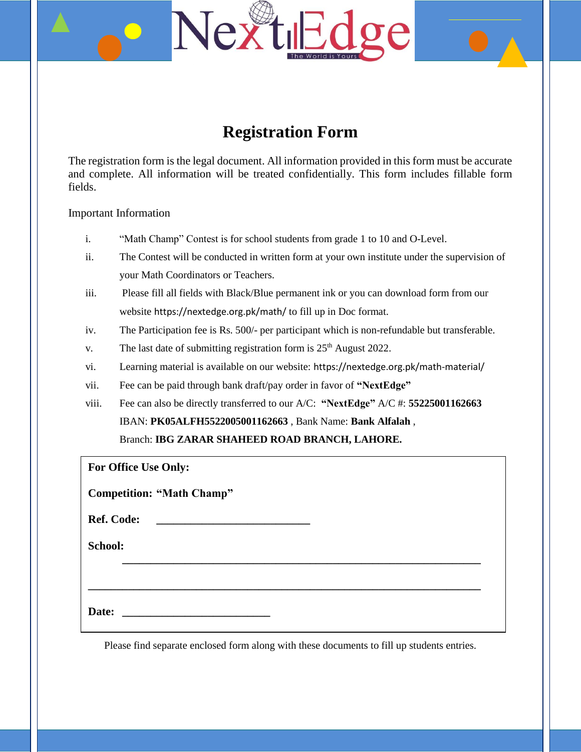# Registration Form

The registration form is the legal document. All information provided in this form must be accurate and complete. All information will be treated confidentially. This form includes fillable form fields.

Important Information

i. "Math Champ" Contest is for school students from grade 1 to 10 and O-Level.

ii. The Contest will be conducted in written form at your own institute under the supervision of your Math Coordinators or Teachers.

iii. Please fill all fields with Black/Blue permanent ink or you can download form from our website https://nextedge.org.pk/math/ to fill up in Doc format.

iv. The Participation fee is Rs. 500/- per participant which is non-refundable but transferable.

v. The last date of submitting registration form is 25th August 2022.

vi. Learning material is available on our website: https://nextedge.org.pk/math-material/

vii. Fee can be paid through bank draft/pay order in favor of **"NextEdge"**

viii. Fee can also be directly transferred to our A/C: **"NextEdge"** A/C #: **55225001162663** IBAN: **PK05ALFH5522005001162663** , Bank Name: **Bank Alfalah** , Branch: **IBG ZARAR SHAHEED ROAD BRANCH, LAHORE.**

**For Office Use Only:**

**Competition: "Math Champ"**

**Ref. Code:** ____________________________

**School:** ________________________________________________________________

________________________________________________________________________

**Date:** ___________________________

Please find separate enclosed form along with these documents to fill up students entries.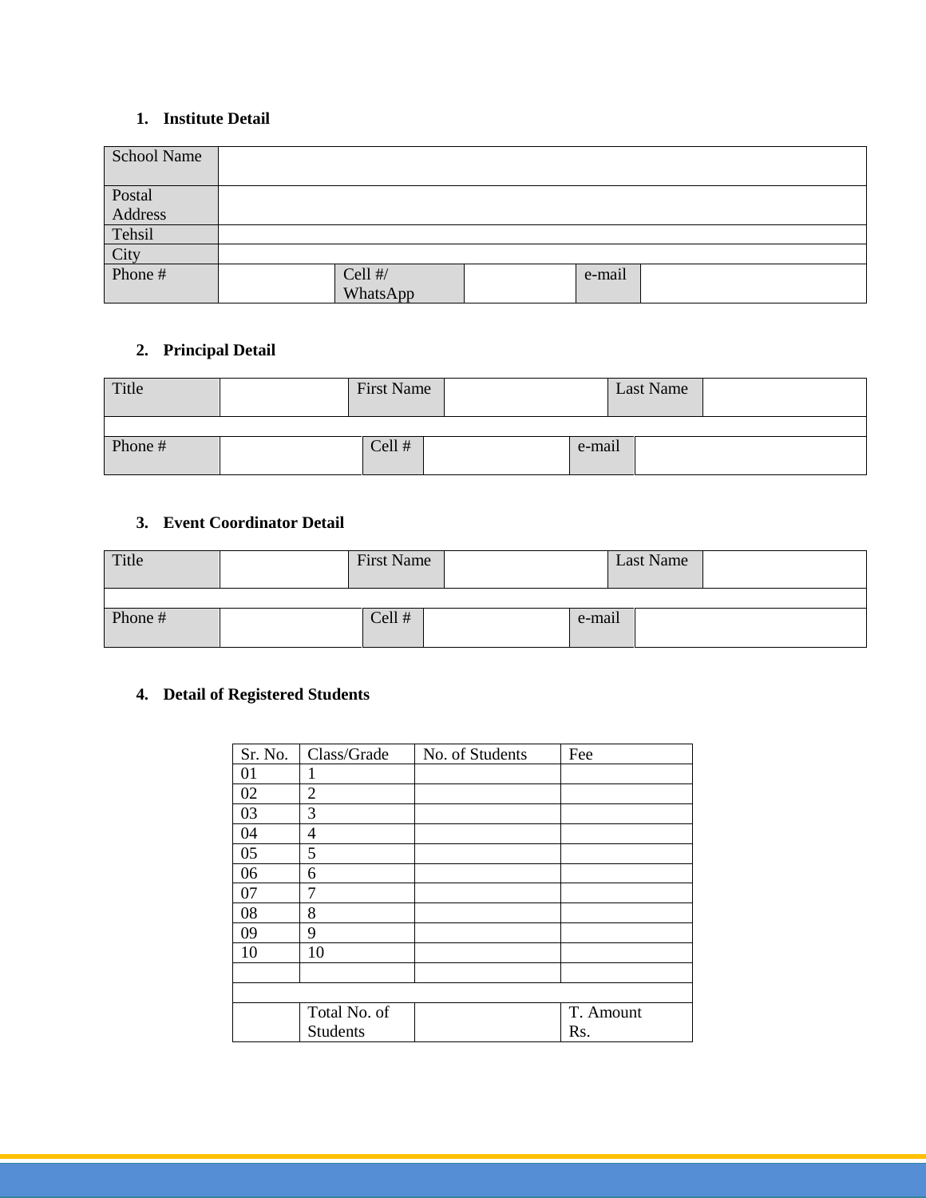1. **Institute Detail**

| | | | | | |
|---|---|---|---|---|---|
| School Name | | | | | |
| Postal Address | | | | | |
| Tehsil | | | | | |
| City | | | | | |
| Phone # | | Cell #/ WhatsApp | | e-mail | |

2. **Principal Detail**

| | | | | | |
|---|---|---|---|---|---|
| Title | | First Name | | Last Name | |
| | | | | | |
| Phone # | | Cell # | | e-mail | |

3. **Event Coordinator Detail**

| | | | | | |
|---|---|---|---|---|---|
| Title | | First Name | | Last Name | |
| | | | | | |
| Phone # | | Cell # | | e-mail | |

4. **Detail of Registered Students**

| Sr. No. | Class/Grade | No. of Students | Fee |
|---|---|---|---|
| 01 | 1 | | |
| 02 | 2 | | |
| 03 | 3 | | |
| 04 | 4 | | |
| 05 | 5 | | |
| 06 | 6 | | |
| 07 | 7 | | |
| 08 | 8 | | |
| 09 | 9 | | |
| 10 | 10 | | |
| | | | |
| | | | |
| | Total No. of Students | | T. Amount Rs. |